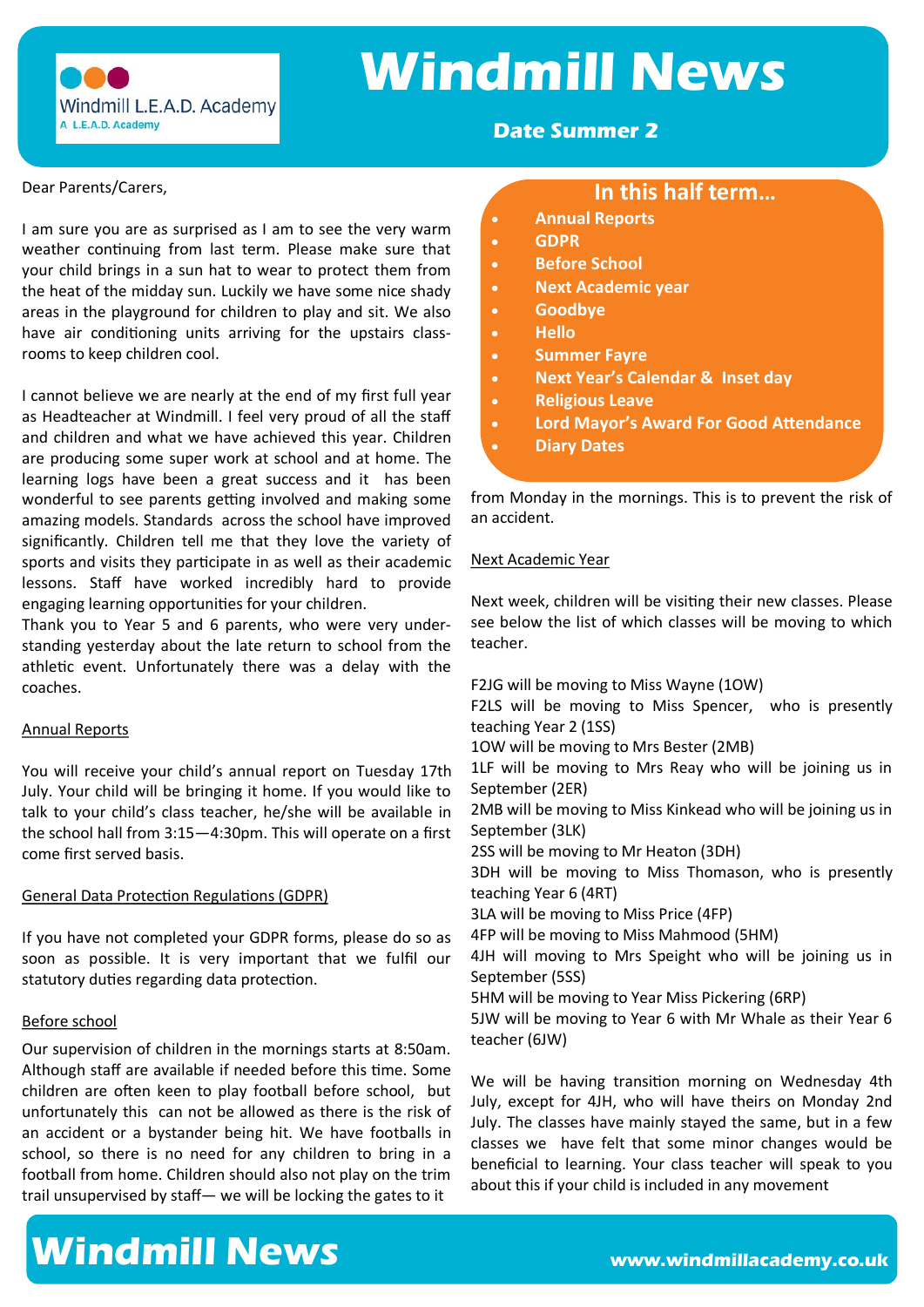# Windmill News

Windmill L.E.A.D. Academy

A L.E.A.D. Academy

**Date Summer 2**

## In this half term…

- **Annual Reports**
- **GDPR**
- **Before School**
- **Next Academic year**
- **Goodbye**
- **Hello**
- **Summer Fayre**
- **Next Year's Calendar & Inset day**
- **Religious Leave**
- **Lord Mayor's Award For Good Attendance**
- **Diary Dates**

Dear Parents/Carers,

I am sure you are as surprised as I am to see the very warm weather continuing from last term. Please make sure that your child brings in a sun hat to wear to protect them from the heat of the midday sun. Luckily we have some nice shady areas in the playground for children to play and sit. We also have air conditioning units arriving for the upstairs classrooms to keep children cool.

I cannot believe we are nearly at the end of my first full year as Headteacher at Windmill. I feel very proud of all the staff and children and what we have achieved this year. Children are producing some super work at school and at home. The learning logs have been a great success and it has been wonderful to see parents getting involved and making some amazing models. Standards across the school have improved significantly. Children tell me that they love the variety of sports and visits they participate in as well as their academic lessons. Staff have worked incredibly hard to provide engaging learning opportunities for your children.

Thank you to Year 5 and 6 parents, who were very understanding yesterday about the late return to school from the athletic event. Unfortunately there was a delay with the coaches.

### Annual Reports

You will receive your child's annual report on Tuesday 17th July. Your child will be bringing it home. If you would like to talk to your child's class teacher, he/she will be available in the school hall from 3:15—4:30pm. This will operate on a first come first served basis.

### General Data Protection Regulations (GDPR)

If you have not completed your GDPR forms, please do so as soon as possible. It is very important that we fulfil our statutory duties regarding data protection.

### Before school

Our supervision of children in the mornings starts at 8:50am. Although staff are available if needed before this time. Some children are often keen to play football before school, but unfortunately this can not be allowed as there is the risk of an accident or a bystander being hit. We have footballs in school, so there is no need for any children to bring in a football from home. Children should also not play on the trim trail unsupervised by staff— we will be locking the gates to it from Monday in the mornings. This is to prevent the risk of an accident.

### Next Academic Year

Next week, children will be visiting their new classes. Please see below the list of which classes will be moving to which teacher.

F2JG will be moving to Miss Wayne (1OW)
F2LS will be moving to Miss Spencer, who is presently teaching Year 2 (1SS)
1OW will be moving to Mrs Bester (2MB)
1LF will be moving to Mrs Reay who will be joining us in September (2ER)
2MB will be moving to Miss Kinkead who will be joining us in September (3LK)
2SS will be moving to Mr Heaton (3DH)
3DH will be moving to Miss Thomason, who is presently teaching Year 6 (4RT)
3LA will be moving to Miss Price (4FP)
4FP will be moving to Miss Mahmood (5HM)
4JH will moving to Mrs Speight who will be joining us in September (5SS)
5HM will be moving to Year Miss Pickering (6RP)
5JW will be moving to Year 6 with Mr Whale as their Year 6 teacher (6JW)

We will be having transition morning on Wednesday 4th July, except for 4JH, who will have theirs on Monday 2nd July. The classes have mainly stayed the same, but in a few classes we have felt that some minor changes would be beneficial to learning. Your class teacher will speak to you about this if your child is included in any movement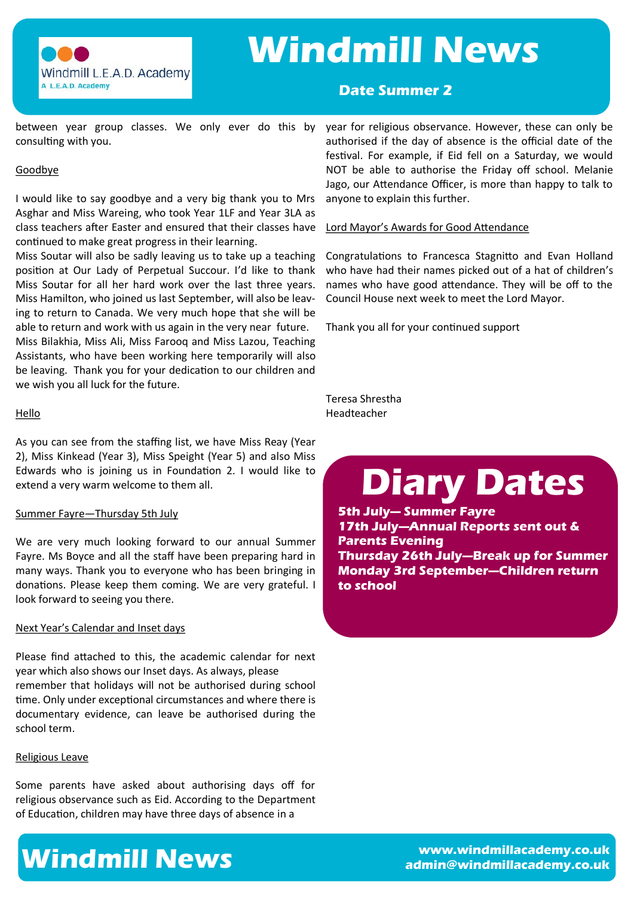# Windmill News

**Date Summer 2**

between year group classes. We only ever do this by consulting with you.

Goodbye

I would like to say goodbye and a very big thank you to Mrs Asghar and Miss Wareing, who took Year 1LF and Year 3LA as class teachers after Easter and ensured that their classes have continued to make great progress in their learning.
Miss Soutar will also be sadly leaving us to take up a teaching position at Our Lady of Perpetual Succour. I'd like to thank Miss Soutar for all her hard work over the last three years. Miss Hamilton, who joined us last September, will also be leaving to return to Canada. We very much hope that she will be able to return and work with us again in the very near future.
Miss Bilakhia, Miss Ali, Miss Farooq and Miss Lazou, Teaching Assistants, who have been working here temporarily will also be leaving. Thank you for your dedication to our children and we wish you all luck for the future.

Hello

As you can see from the staffing list, we have Miss Reay (Year 2), Miss Kinkead (Year 3), Miss Speight (Year 5) and also Miss Edwards who is joining us in Foundation 2. I would like to extend a very warm welcome to them all.

Summer Fayre—Thursday 5th July

We are very much looking forward to our annual Summer Fayre. Ms Boyce and all the staff have been preparing hard in many ways. Thank you to everyone who has been bringing in donations. Please keep them coming. We are very grateful. I look forward to seeing you there.

Next Year's Calendar and Inset days

Please find attached to this, the academic calendar for next year which also shows our Inset days. As always, please remember that holidays will not be authorised during school time. Only under exceptional circumstances and where there is documentary evidence, can leave be authorised during the school term.

Religious Leave

Some parents have asked about authorising days off for religious observance such as Eid. According to the Department of Education, children may have three days of absence in a year for religious observance. However, these can only be authorised if the day of absence is the official date of the festival. For example, if Eid fell on a Saturday, we would NOT be able to authorise the Friday off school. Melanie Jago, our Attendance Officer, is more than happy to talk to anyone to explain this further.

Lord Mayor's Awards for Good Attendance

Congratulations to Francesca Stagnitto and Evan Holland who have had their names picked out of a hat of children's names who have good attendance. They will be off to the Council House next week to meet the Lord Mayor.

Thank you all for your continued support

Teresa Shrestha
Headteacher

# Diary Dates

**5th July— Summer Fayre**
**17th July—Annual Reports sent out & Parents Evening**
**Thursday 26th July—Break up for Summer**
**Monday 3rd September—Children return to school**

**Windmill News**

**www.windmillacademy.co.uk**
**admin@windmillacademy.co.uk**